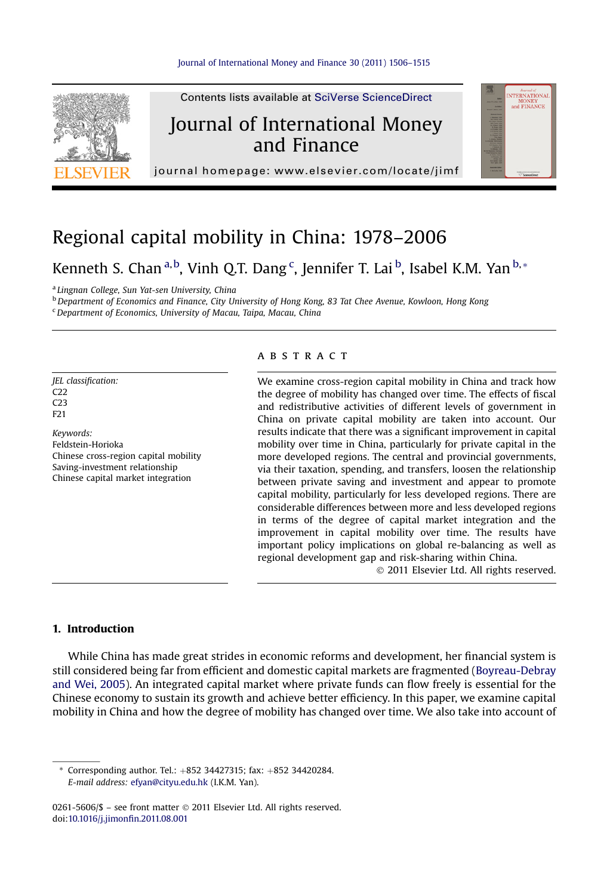Contents lists available at SciVerse ScienceDirect

# Journal of International Money and Finance

journal homepage: www.elsevier.com/locate/jimf

# Regional capital mobility in China: 1978–2006

Kenneth S. Chan [a,b], Vinh Q.T. Dang [c], Jennifer T. Lai [b], Isabel K.M. Yan [b,*]

[a] *Lingnan College, Sun Yat-sen University, China*
[b] *Department of Economics and Finance, City University of Hong Kong, 83 Tat Chee Avenue, Kowloon, Hong Kong*
[c] *Department of Economics, University of Macau, Taipa, Macau, China*

*JEL classification:*
C22
C23
F21

*Keywords:*
Feldstein-Horioka
Chinese cross-region capital mobility
Saving-investment relationship
Chinese capital market integration

## ABSTRACT

We examine cross-region capital mobility in China and track how the degree of mobility has changed over time. The effects of fiscal and redistributive activities of different levels of government in China on private capital mobility are taken into account. Our results indicate that there was a significant improvement in capital mobility over time in China, particularly for private capital in the more developed regions. The central and provincial governments, via their taxation, spending, and transfers, loosen the relationship between private saving and investment and appear to promote capital mobility, particularly for less developed regions. There are considerable differences between more and less developed regions in terms of the degree of capital market integration and the improvement in capital mobility over time. The results have important policy implications on global re-balancing as well as regional development gap and risk-sharing within China.

© 2011 Elsevier Ltd. All rights reserved.

## 1. Introduction

While China has made great strides in economic reforms and development, her financial system is still considered being far from efficient and domestic capital markets are fragmented (Boyreau-Debray and Wei, 2005). An integrated capital market where private funds can flow freely is essential for the Chinese economy to sustain its growth and achieve better efficiency. In this paper, we examine capital mobility in China and how the degree of mobility has changed over time. We also take into account of

\* Corresponding author. Tel.: +852 34427315; fax: +852 34420284.
*E-mail address:* efyan@cityu.edu.hk (I.K.M. Yan).

0261-5606/$ – see front matter © 2011 Elsevier Ltd. All rights reserved.
doi:10.1016/j.jimonfin.2011.08.001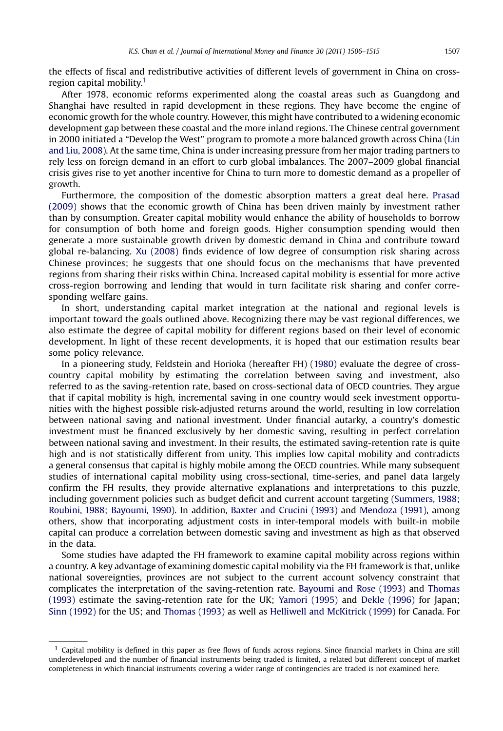the effects of fiscal and redistributive activities of different levels of government in China on cross-region capital mobility.[1]

After 1978, economic reforms experimented along the coastal areas such as Guangdong and Shanghai have resulted in rapid development in these regions. They have become the engine of economic growth for the whole country. However, this might have contributed to a widening economic development gap between these coastal and the more inland regions. The Chinese central government in 2000 initiated a "Develop the West" program to promote a more balanced growth across China (Lin and Liu, 2008). At the same time, China is under increasing pressure from her major trading partners to rely less on foreign demand in an effort to curb global imbalances. The 2007–2009 global financial crisis gives rise to yet another incentive for China to turn more to domestic demand as a propeller of growth.

Furthermore, the composition of the domestic absorption matters a great deal here. Prasad (2009) shows that the economic growth of China has been driven mainly by investment rather than by consumption. Greater capital mobility would enhance the ability of households to borrow for consumption of both home and foreign goods. Higher consumption spending would then generate a more sustainable growth driven by domestic demand in China and contribute toward global re-balancing. Xu (2008) finds evidence of low degree of consumption risk sharing across Chinese provinces; he suggests that one should focus on the mechanisms that have prevented regions from sharing their risks within China. Increased capital mobility is essential for more active cross-region borrowing and lending that would in turn facilitate risk sharing and confer corresponding welfare gains.

In short, understanding capital market integration at the national and regional levels is important toward the goals outlined above. Recognizing there may be vast regional differences, we also estimate the degree of capital mobility for different regions based on their level of economic development. In light of these recent developments, it is hoped that our estimation results bear some policy relevance.

In a pioneering study, Feldstein and Horioka (hereafter FH) (1980) evaluate the degree of cross-country capital mobility by estimating the correlation between saving and investment, also referred to as the saving-retention rate, based on cross-sectional data of OECD countries. They argue that if capital mobility is high, incremental saving in one country would seek investment opportunities with the highest possible risk-adjusted returns around the world, resulting in low correlation between national saving and national investment. Under financial autarky, a country's domestic investment must be financed exclusively by her domestic saving, resulting in perfect correlation between national saving and investment. In their results, the estimated saving-retention rate is quite high and is not statistically different from unity. This implies low capital mobility and contradicts a general consensus that capital is highly mobile among the OECD countries. While many subsequent studies of international capital mobility using cross-sectional, time-series, and panel data largely confirm the FH results, they provide alternative explanations and interpretations to this puzzle, including government policies such as budget deficit and current account targeting (Summers, 1988; Roubini, 1988; Bayoumi, 1990). In addition, Baxter and Crucini (1993) and Mendoza (1991), among others, show that incorporating adjustment costs in inter-temporal models with built-in mobile capital can produce a correlation between domestic saving and investment as high as that observed in the data.

Some studies have adapted the FH framework to examine capital mobility across regions within a country. A key advantage of examining domestic capital mobility via the FH framework is that, unlike national sovereignties, provinces are not subject to the current account solvency constraint that complicates the interpretation of the saving-retention rate. Bayoumi and Rose (1993) and Thomas (1993) estimate the saving-retention rate for the UK; Yamori (1995) and Dekle (1996) for Japan; Sinn (1992) for the US; and Thomas (1993) as well as Helliwell and McKitrick (1999) for Canada. For

[1] Capital mobility is defined in this paper as free flows of funds across regions. Since financial markets in China are still underdeveloped and the number of financial instruments being traded is limited, a related but different concept of market completeness in which financial instruments covering a wider range of contingencies are traded is not examined here.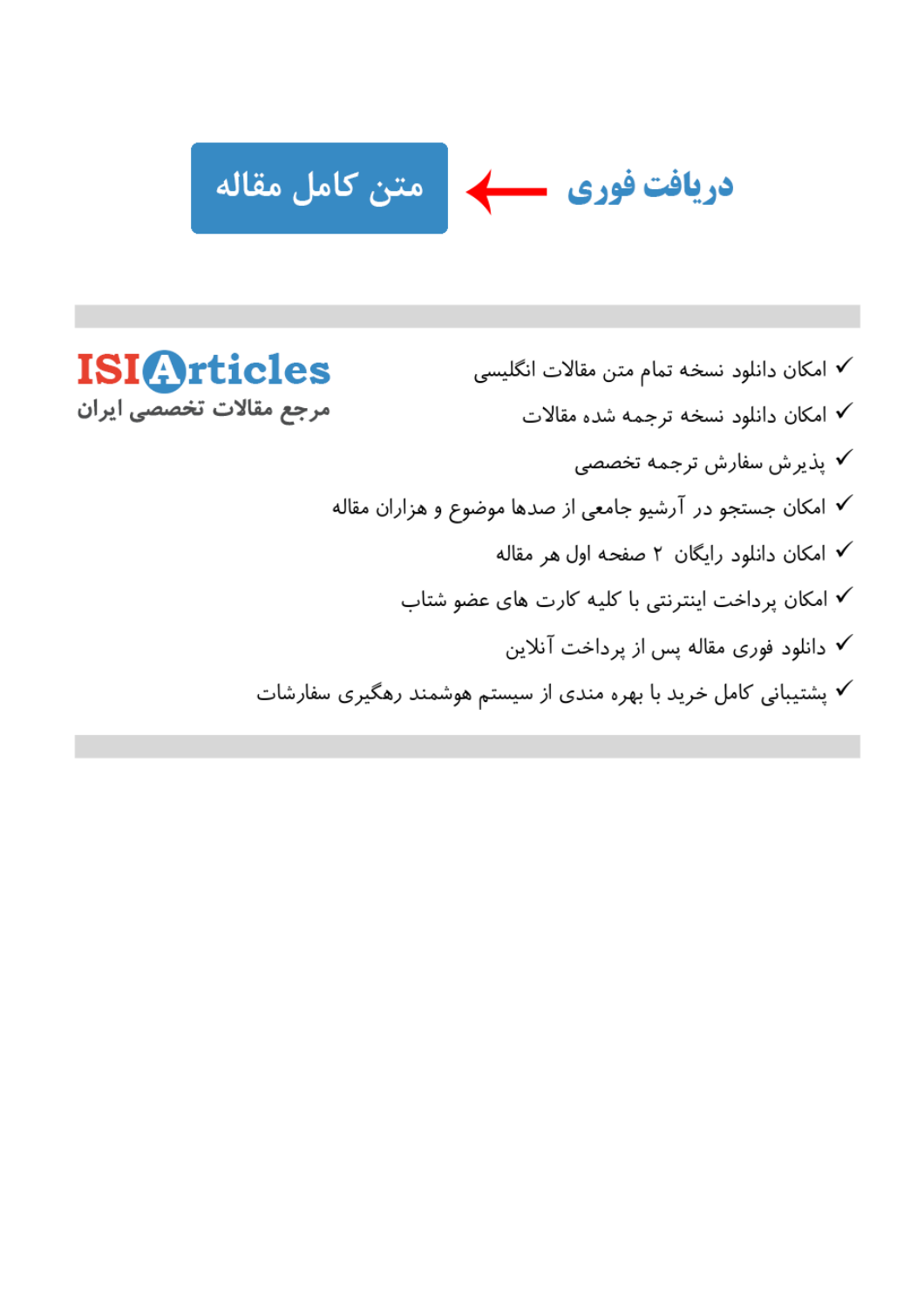دریافت فوری ← **متن کامل مقاله**

**ISIArticles**
مرجع مقالات تخصصی ایران

- ✓ امکان دانلود نسخه تمام متن مقالات انگلیسی
- ✓ امکان دانلود نسخه ترجمه شده مقالات
- ✓ پذیرش سفارش ترجمه تخصصی
- ✓ امکان جستجو در آرشیو جامعی از صدها موضوع و هزاران مقاله
- ✓ امکان دانلود رایگان ۲ صفحه اول هر مقاله
- ✓ امکان پرداخت اینترنتی با کلیه کارت های عضو شتاب
- ✓ دانلود فوری مقاله پس از پرداخت آنلاین
- ✓ پشتیبانی کامل خرید با بهره مندی از سیستم هوشمند رهگیری سفارشات